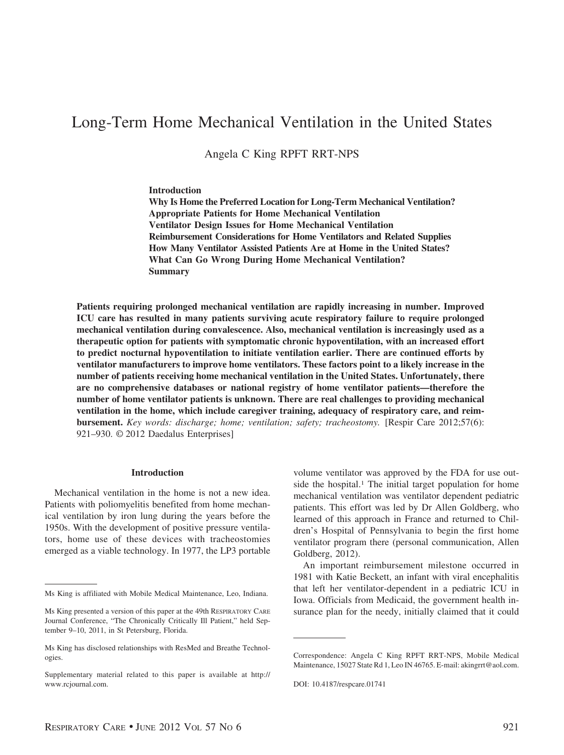# Long-Term Home Mechanical Ventilation in the United States

Angela C King RPFT RRT-NPS

**Introduction**
**Why Is Home the Preferred Location for Long-Term Mechanical Ventilation?**
**Appropriate Patients for Home Mechanical Ventilation**
**Ventilator Design Issues for Home Mechanical Ventilation**
**Reimbursement Considerations for Home Ventilators and Related Supplies**
**How Many Ventilator Assisted Patients Are at Home in the United States?**
**What Can Go Wrong During Home Mechanical Ventilation?**
**Summary**

**Patients requiring prolonged mechanical ventilation are rapidly increasing in number. Improved ICU care has resulted in many patients surviving acute respiratory failure to require prolonged mechanical ventilation during convalescence. Also, mechanical ventilation is increasingly used as a therapeutic option for patients with symptomatic chronic hypoventilation, with an increased effort to predict nocturnal hypoventilation to initiate ventilation earlier. There are continued efforts by ventilator manufacturers to improve home ventilators. These factors point to a likely increase in the number of patients receiving home mechanical ventilation in the United States. Unfortunately, there are no comprehensive databases or national registry of home ventilator patients—therefore the number of home ventilator patients is unknown. There are real challenges to providing mechanical ventilation in the home, which include caregiver training, adequacy of respiratory care, and reimbursement.** *Key words: discharge; home; ventilation; safety; tracheostomy.* [Respir Care 2012;57(6): 921–930. © 2012 Daedalus Enterprises]

## Introduction

Mechanical ventilation in the home is not a new idea. Patients with poliomyelitis benefited from home mechanical ventilation by iron lung during the years before the 1950s. With the development of positive pressure ventilators, home use of these devices with tracheostomies emerged as a viable technology. In 1977, the LP3 portable volume ventilator was approved by the FDA for use outside the hospital.[1] The initial target population for home mechanical ventilation was ventilator dependent pediatric patients. This effort was led by Dr Allen Goldberg, who learned of this approach in France and returned to Children's Hospital of Pennsylvania to begin the first home ventilator program there (personal communication, Allen Goldberg, 2012).

An important reimbursement milestone occurred in 1981 with Katie Beckett, an infant with viral encephalitis that left her ventilator-dependent in a pediatric ICU in Iowa. Officials from Medicaid, the government health insurance plan for the needy, initially claimed that it could

---

Ms King is affiliated with Mobile Medical Maintenance, Leo, Indiana.

Ms King presented a version of this paper at the 49th Respiratory Care Journal Conference, "The Chronically Critically Ill Patient," held September 9–10, 2011, in St Petersburg, Florida.

Ms King has disclosed relationships with ResMed and Breathe Technologies.

Supplementary material related to this paper is available at http://www.rcjournal.com.

Correspondence: Angela C King RPFT RRT-NPS, Mobile Medical Maintenance, 15027 State Rd 1, Leo IN 46765. E-mail: akingrrt@aol.com.

DOI: 10.4187/respcare.01741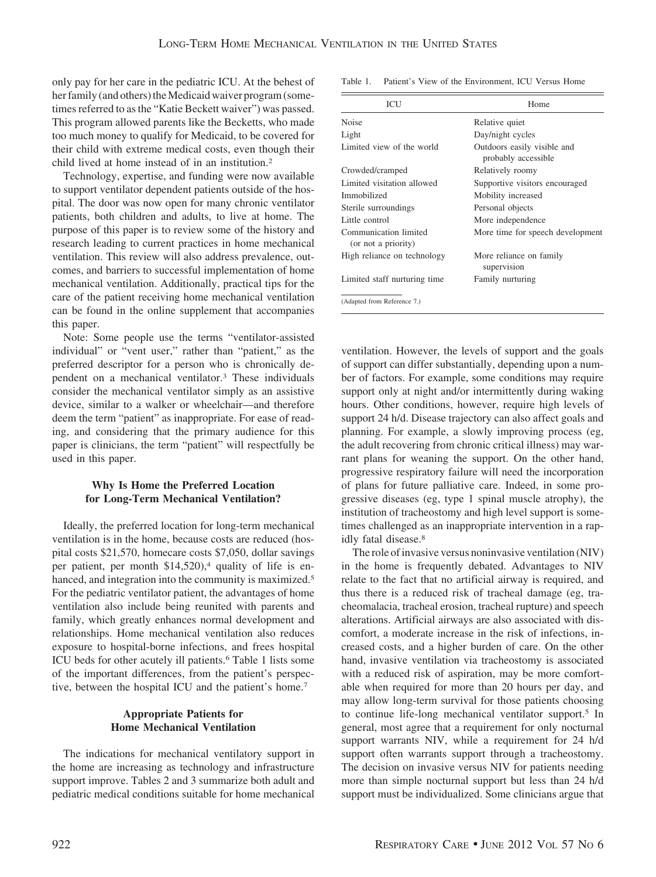only pay for her care in the pediatric ICU. At the behest of her family (and others) the Medicaid waiver program (sometimes referred to as the "Katie Beckett waiver") was passed. This program allowed parents like the Becketts, who made too much money to qualify for Medicaid, to be covered for their child with extreme medical costs, even though their child lived at home instead of in an institution.[2]

Technology, expertise, and funding were now available to support ventilator dependent patients outside of the hospital. The door was now open for many chronic ventilator patients, both children and adults, to live at home. The purpose of this paper is to review some of the history and research leading to current practices in home mechanical ventilation. This review will also address prevalence, outcomes, and barriers to successful implementation of home mechanical ventilation. Additionally, practical tips for the care of the patient receiving home mechanical ventilation can be found in the online supplement that accompanies this paper.

Note: Some people use the terms "ventilator-assisted individual" or "vent user," rather than "patient," as the preferred descriptor for a person who is chronically dependent on a mechanical ventilator.[3] These individuals consider the mechanical ventilator simply as an assistive device, similar to a walker or wheelchair—and therefore deem the term "patient" as inappropriate. For ease of reading, and considering that the primary audience for this paper is clinicians, the term "patient" will respectfully be used in this paper.

## Why Is Home the Preferred Location for Long-Term Mechanical Ventilation?

Ideally, the preferred location for long-term mechanical ventilation is in the home, because costs are reduced (hospital costs \$21,570, homecare costs \$7,050, dollar savings per patient, per month \$14,520),[4] quality of life is enhanced, and integration into the community is maximized.[5] For the pediatric ventilator patient, the advantages of home ventilation also include being reunited with parents and family, which greatly enhances normal development and relationships. Home mechanical ventilation also reduces exposure to hospital-borne infections, and frees hospital ICU beds for other acutely ill patients.[6] Table 1 lists some of the important differences, from the patient's perspective, between the hospital ICU and the patient's home.[7]

Table 1. Patient's View of the Environment, ICU Versus Home

| ICU | Home |
|---|---|
| Noise | Relative quiet |
| Light | Day/night cycles |
| Limited view of the world | Outdoors easily visible and probably accessible |
| Crowded/cramped | Relatively roomy |
| Limited visitation allowed | Supportive visitors encouraged |
| Immobilized | Mobility increased |
| Sterile surroundings | Personal objects |
| Little control | More independence |
| Communication limited (or not a priority) | More time for speech development |
| High reliance on technology | More reliance on family supervision |
| Limited staff nurturing time | Family nurturing |

(Adapted from Reference 7.)

## Appropriate Patients for Home Mechanical Ventilation

The indications for mechanical ventilatory support in the home are increasing as technology and infrastructure support improve. Tables 2 and 3 summarize both adult and pediatric medical conditions suitable for home mechanical ventilation. However, the levels of support and the goals of support can differ substantially, depending upon a number of factors. For example, some conditions may require support only at night and/or intermittently during waking hours. Other conditions, however, require high levels of support 24 h/d. Disease trajectory can also affect goals and planning. For example, a slowly improving process (eg, the adult recovering from chronic critical illness) may warrant plans for weaning the support. On the other hand, progressive respiratory failure will need the incorporation of plans for future palliative care. Indeed, in some progressive diseases (eg, type 1 spinal muscle atrophy), the institution of tracheostomy and high level support is sometimes challenged as an inappropriate intervention in a rapidly fatal disease.[8]

The role of invasive versus noninvasive ventilation (NIV) in the home is frequently debated. Advantages to NIV relate to the fact that no artificial airway is required, and thus there is a reduced risk of tracheal damage (eg, tracheomalacia, tracheal erosion, tracheal rupture) and speech alterations. Artificial airways are also associated with discomfort, a moderate increase in the risk of infections, increased costs, and a higher burden of care. On the other hand, invasive ventilation via tracheostomy is associated with a reduced risk of aspiration, may be more comfortable when required for more than 20 hours per day, and may allow long-term survival for those patients choosing to continue life-long mechanical ventilator support.[5] In general, most agree that a requirement for only nocturnal support warrants NIV, while a requirement for 24 h/d support often warrants support through a tracheostomy. The decision on invasive versus NIV for patients needing more than simple nocturnal support but less than 24 h/d support must be individualized. Some clinicians argue that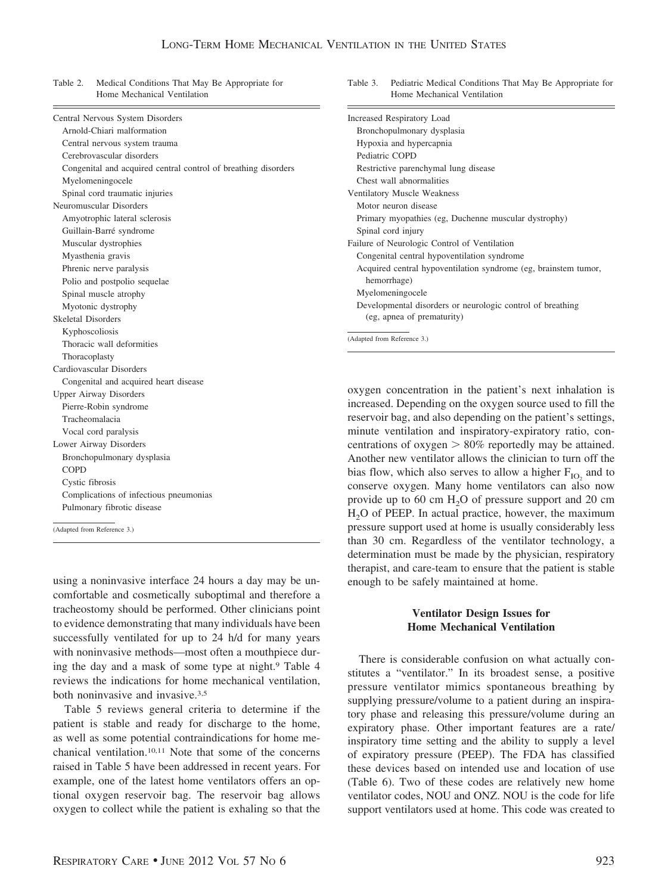Table 2. Medical Conditions That May Be Appropriate for Home Mechanical Ventilation

| Condition |
|---|
| **Central Nervous System Disorders** |
| Arnold-Chiari malformation |
| Central nervous system trauma |
| Cerebrovascular disorders |
| Congenital and acquired central control of breathing disorders |
| Myelomeningocele |
| Spinal cord traumatic injuries |
| **Neuromuscular Disorders** |
| Amyotrophic lateral sclerosis |
| Guillain-Barré syndrome |
| Muscular dystrophies |
| Myasthenia gravis |
| Phrenic nerve paralysis |
| Polio and postpolio sequelae |
| Spinal muscle atrophy |
| Myotonic dystrophy |
| **Skeletal Disorders** |
| Kyphoscoliosis |
| Thoracic wall deformities |
| Thoracoplasty |
| **Cardiovascular Disorders** |
| Congenital and acquired heart disease |
| **Upper Airway Disorders** |
| Pierre-Robin syndrome |
| Tracheomalacia |
| Vocal cord paralysis |
| **Lower Airway Disorders** |
| Bronchopulmonary dysplasia |
| COPD |
| Cystic fibrosis |
| Complications of infectious pneumonias |
| Pulmonary fibrotic disease |

(Adapted from Reference 3.)

Table 3. Pediatric Medical Conditions That May Be Appropriate for Home Mechanical Ventilation

| Condition |
|---|
| **Increased Respiratory Load** |
| Bronchopulmonary dysplasia |
| Hypoxia and hypercapnia |
| Pediatric COPD |
| Restrictive parenchymal lung disease |
| Chest wall abnormalities |
| **Ventilatory Muscle Weakness** |
| Motor neuron disease |
| Primary myopathies (eg, Duchenne muscular dystrophy) |
| Spinal cord injury |
| **Failure of Neurologic Control of Ventilation** |
| Congenital central hypoventilation syndrome |
| Acquired central hypoventilation syndrome (eg, brainstem tumor, hemorrhage) |
| Myelomeningocele |
| Developmental disorders or neurologic control of breathing (eg, apnea of prematurity) |

(Adapted from Reference 3.)

using a noninvasive interface 24 hours a day may be uncomfortable and cosmetically suboptimal and therefore a tracheostomy should be performed. Other clinicians point to evidence demonstrating that many individuals have been successfully ventilated for up to 24 h/d for many years with noninvasive methods—most often a mouthpiece during the day and a mask of some type at night.[9] Table 4 reviews the indications for home mechanical ventilation, both noninvasive and invasive.[3,5]

Table 5 reviews general criteria to determine if the patient is stable and ready for discharge to the home, as well as some potential contraindications for home mechanical ventilation.[10,11] Note that some of the concerns raised in Table 5 have been addressed in recent years. For example, one of the latest home ventilators offers an optional oxygen reservoir bag. The reservoir bag allows oxygen to collect while the patient is exhaling so that the oxygen concentration in the patient's next inhalation is increased. Depending on the oxygen source used to fill the reservoir bag, and also depending on the patient's settings, minute ventilation and inspiratory-expiratory ratio, concentrations of oxygen > 80% reportedly may be attained. Another new ventilator allows the clinician to turn off the bias flow, which also serves to allow a higher $F_{IO_2}$ and to conserve oxygen. Many home ventilators can also now provide up to 60 cm $H_2O$ of pressure support and 20 cm $H_2O$ of PEEP. In actual practice, however, the maximum pressure support used at home is usually considerably less than 30 cm. Regardless of the ventilator technology, a determination must be made by the physician, respiratory therapist, and care-team to ensure that the patient is stable enough to be safely maintained at home.

## Ventilator Design Issues for Home Mechanical Ventilation

There is considerable confusion on what actually constitutes a "ventilator." In its broadest sense, a positive pressure ventilator mimics spontaneous breathing by supplying pressure/volume to a patient during an inspiratory phase and releasing this pressure/volume during an expiratory phase. Other important features are a rate/inspiratory time setting and the ability to supply a level of expiratory pressure (PEEP). The FDA has classified these devices based on intended use and location of use (Table 6). Two of these codes are relatively new home ventilator codes, NOU and ONZ. NOU is the code for life support ventilators used at home. This code was created to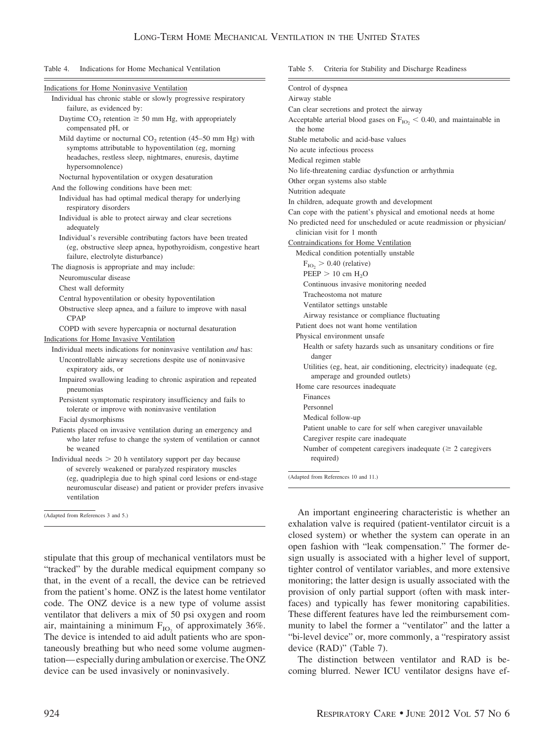Table 4. Indications for Home Mechanical Ventilation

Indications for Home Noninvasive Ventilation

- Individual has chronic stable or slowly progressive respiratory failure, as evidenced by:
  - Daytime $CO_2$ retention ≥ 50 mm Hg, with appropriately compensated pH, or
  - Mild daytime or nocturnal $CO_2$ retention (45–50 mm Hg) with symptoms attributable to hypoventilation (eg, morning headaches, restless sleep, nightmares, enuresis, daytime hypersomnolence)
  - Nocturnal hypoventilation or oxygen desaturation
- And the following conditions have been met:
  - Individual has had optimal medical therapy for underlying respiratory disorders
  - Individual is able to protect airway and clear secretions adequately
  - Individual's reversible contributing factors have been treated (eg, obstructive sleep apnea, hypothyroidism, congestive heart failure, electrolyte disturbance)
- The diagnosis is appropriate and may include:
  - Neuromuscular disease
  - Chest wall deformity
  - Central hypoventilation or obesity hypoventilation
  - Obstructive sleep apnea, and a failure to improve with nasal CPAP
  - COPD with severe hypercapnia or nocturnal desaturation

Indications for Home Invasive Ventilation

- Individual meets indications for noninvasive ventilation *and* has:
  - Uncontrollable airway secretions despite use of noninvasive expiratory aids, or
  - Impaired swallowing leading to chronic aspiration and repeated pneumonias
  - Persistent symptomatic respiratory insufficiency and fails to tolerate or improve with noninvasive ventilation
  - Facial dysmorphisms
- Patients placed on invasive ventilation during an emergency and who later refuse to change the system of ventilation or cannot be weaned
- Individual needs > 20 h ventilatory support per day because of severely weakened or paralyzed respiratory muscles (eg, quadriplegia due to high spinal cord lesions or end-stage neuromuscular disease) and patient or provider prefers invasive ventilation

(Adapted from References 3 and 5.)

Table 5. Criteria for Stability and Discharge Readiness

- Control of dyspnea
- Airway stable
- Can clear secretions and protect the airway
- Acceptable arterial blood gases on $F_{IO_2}$ < 0.40, and maintainable in the home
- Stable metabolic and acid-base values
- No acute infectious process
- Medical regimen stable
- No life-threatening cardiac dysfunction or arrhythmia
- Other organ systems also stable
- Nutrition adequate
- In children, adequate growth and development
- Can cope with the patient's physical and emotional needs at home
- No predicted need for unscheduled or acute readmission or physician/clinician visit for 1 month

Contraindications for Home Ventilation

- Medical condition potentially unstable
  - $F_{IO_2}$ > 0.40 (relative)
  - PEEP > 10 cm $H_2O$
  - Continuous invasive monitoring needed
  - Tracheostoma not mature
  - Ventilator settings unstable
  - Airway resistance or compliance fluctuating
- Patient does not want home ventilation
- Physical environment unsafe
  - Health or safety hazards such as unsanitary conditions or fire danger
  - Utilities (eg, heat, air conditioning, electricity) inadequate (eg, amperage and grounded outlets)
- Home care resources inadequate
  - Finances
  - Personnel
  - Medical follow-up
  - Patient unable to care for self when caregiver unavailable
  - Caregiver respite care inadequate
  - Number of competent caregivers inadequate (≥ 2 caregivers required)

(Adapted from References 10 and 11.)

stipulate that this group of mechanical ventilators must be "tracked" by the durable medical equipment company so that, in the event of a recall, the device can be retrieved from the patient's home. ONZ is the latest home ventilator code. The ONZ device is a new type of volume assist ventilator that delivers a mix of 50 psi oxygen and room air, maintaining a minimum $F_{IO_2}$ of approximately 36%. The device is intended to aid adult patients who are spontaneously breathing but who need some volume augmentation—especially during ambulation or exercise. The ONZ device can be used invasively or noninvasively.

An important engineering characteristic is whether an exhalation valve is required (patient-ventilator circuit is a closed system) or whether the system can operate in an open fashion with "leak compensation." The former design usually is associated with a higher level of support, tighter control of ventilator variables, and more extensive monitoring; the latter design is usually associated with the provision of only partial support (often with mask interfaces) and typically has fewer monitoring capabilities. These different features have led the reimbursement community to label the former a "ventilator" and the latter a "bi-level device" or, more commonly, a "respiratory assist device (RAD)" (Table 7).

The distinction between ventilator and RAD is becoming blurred. Newer ICU ventilator designs have ef-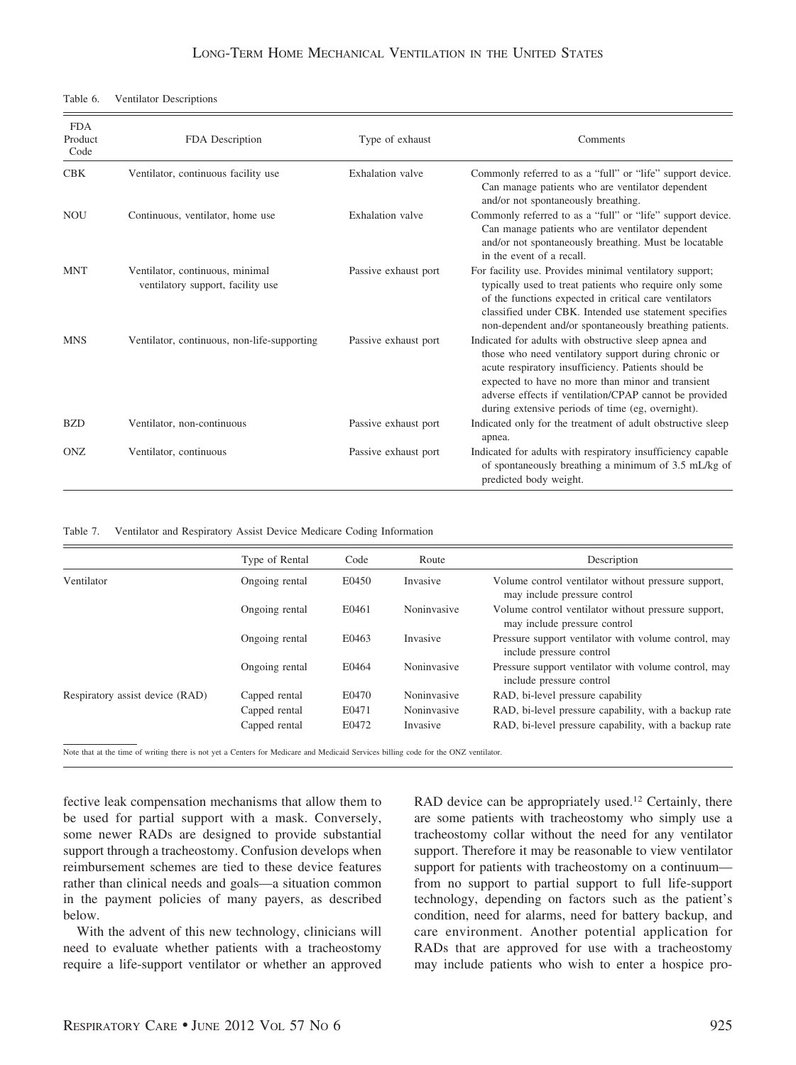Table 6. Ventilator Descriptions

| FDA Product Code | FDA Description | Type of exhaust | Comments |
|---|---|---|---|
| CBK | Ventilator, continuous facility use | Exhalation valve | Commonly referred to as a "full" or "life" support device. Can manage patients who are ventilator dependent and/or not spontaneously breathing. |
| NOU | Continuous, ventilator, home use | Exhalation valve | Commonly referred to as a "full" or "life" support device. Can manage patients who are ventilator dependent and/or not spontaneously breathing. Must be locatable in the event of a recall. |
| MNT | Ventilator, continuous, minimal ventilatory support, facility use | Passive exhaust port | For facility use. Provides minimal ventilatory support; typically used to treat patients who require only some of the functions expected in critical care ventilators classified under CBK. Intended use statement specifies non-dependent and/or spontaneously breathing patients. |
| MNS | Ventilator, continuous, non-life-supporting | Passive exhaust port | Indicated for adults with obstructive sleep apnea and those who need ventilator support during chronic or acute respiratory insufficiency. Patients should be expected to have no more than minor and transient adverse effects if ventilation/CPAP cannot be provided during extensive periods of time (eg, overnight). |
| BZD | Ventilator, non-continuous | Passive exhaust port | Indicated only for the treatment of adult obstructive sleep apnea. |
| ONZ | Ventilator, continuous | Passive exhaust port | Indicated for adults with respiratory insufficiency capable of spontaneously breathing a minimum of 3.5 mL/kg of predicted body weight. |

Table 7. Ventilator and Respiratory Assist Device Medicare Coding Information

| | Type of Rental | Code | Route | Description |
|---|---|---|---|---|
| Ventilator | Ongoing rental | E0450 | Invasive | Volume control ventilator without pressure support, may include pressure control |
| | Ongoing rental | E0461 | Noninvasive | Volume control ventilator without pressure support, may include pressure control |
| | Ongoing rental | E0463 | Invasive | Pressure support ventilator with volume control, may include pressure control |
| | Ongoing rental | E0464 | Noninvasive | Pressure support ventilator with volume control, may include pressure control |
| Respiratory assist device (RAD) | Capped rental | E0470 | Noninvasive | RAD, bi-level pressure capability |
| | Capped rental | E0471 | Noninvasive | RAD, bi-level pressure capability, with a backup rate |
| | Capped rental | E0472 | Invasive | RAD, bi-level pressure capability, with a backup rate |

Note that at the time of writing there is not yet a Centers for Medicare and Medicaid Services billing code for the ONZ ventilator.

fective leak compensation mechanisms that allow them to be used for partial support with a mask. Conversely, some newer RADs are designed to provide substantial support through a tracheostomy. Confusion develops when reimbursement schemes are tied to these device features rather than clinical needs and goals—a situation common in the payment policies of many payers, as described below.

With the advent of this new technology, clinicians will need to evaluate whether patients with a tracheostomy require a life-support ventilator or whether an approved RAD device can be appropriately used.[12] Certainly, there are some patients with tracheostomy who simply use a tracheostomy collar without the need for any ventilator support. Therefore it may be reasonable to view ventilator support for patients with tracheostomy on a continuum—from no support to partial support to full life-support technology, depending on factors such as the patient's condition, need for alarms, need for battery backup, and care environment. Another potential application for RADs that are approved for use with a tracheostomy may include patients who wish to enter a hospice pro-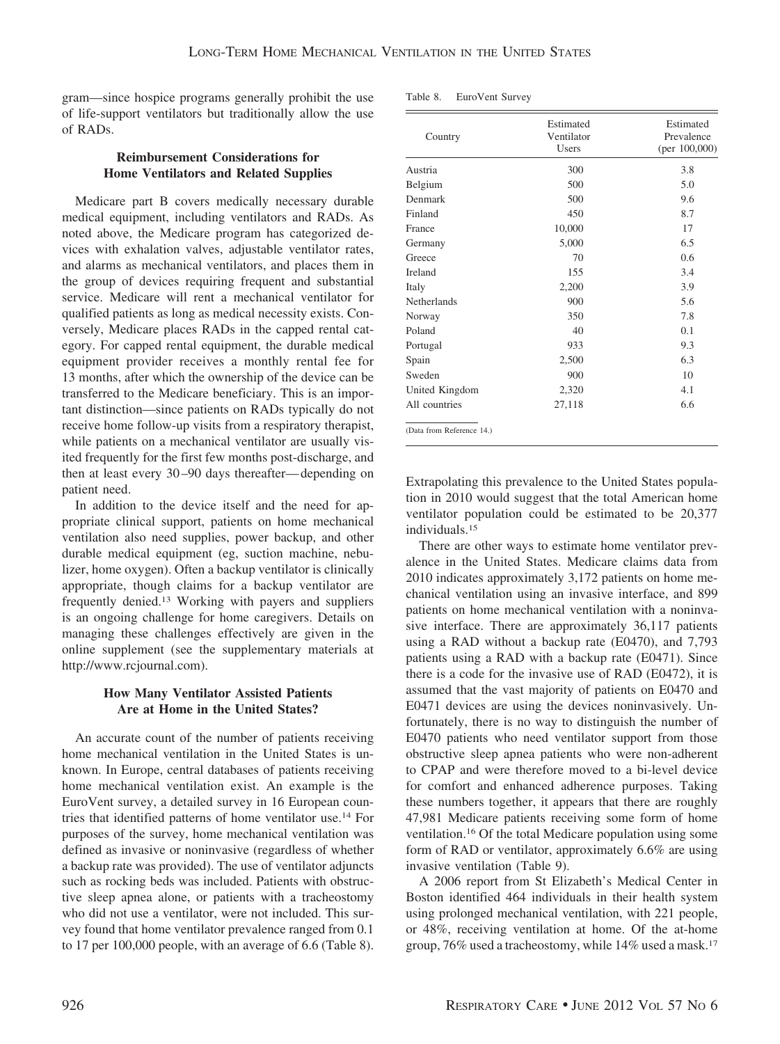gram—since hospice programs generally prohibit the use of life-support ventilators but traditionally allow the use of RADs.

### Reimbursement Considerations for Home Ventilators and Related Supplies

Medicare part B covers medically necessary durable medical equipment, including ventilators and RADs. As noted above, the Medicare program has categorized devices with exhalation valves, adjustable ventilator rates, and alarms as mechanical ventilators, and places them in the group of devices requiring frequent and substantial service. Medicare will rent a mechanical ventilator for qualified patients as long as medical necessity exists. Conversely, Medicare places RADs in the capped rental category. For capped rental equipment, the durable medical equipment provider receives a monthly rental fee for 13 months, after which the ownership of the device can be transferred to the Medicare beneficiary. This is an important distinction—since patients on RADs typically do not receive home follow-up visits from a respiratory therapist, while patients on a mechanical ventilator are usually visited frequently for the first few months post-discharge, and then at least every 30–90 days thereafter—depending on patient need.

In addition to the device itself and the need for appropriate clinical support, patients on home mechanical ventilation also need supplies, power backup, and other durable medical equipment (eg, suction machine, nebulizer, home oxygen). Often a backup ventilator is clinically appropriate, though claims for a backup ventilator are frequently denied.[13] Working with payers and suppliers is an ongoing challenge for home caregivers. Details on managing these challenges effectively are given in the online supplement (see the supplementary materials at http://www.rcjournal.com).

### How Many Ventilator Assisted Patients Are at Home in the United States?

An accurate count of the number of patients receiving home mechanical ventilation in the United States is unknown. In Europe, central databases of patients receiving home mechanical ventilation exist. An example is the EuroVent survey, a detailed survey in 16 European countries that identified patterns of home ventilator use.[14] For purposes of the survey, home mechanical ventilation was defined as invasive or noninvasive (regardless of whether a backup rate was provided). The use of ventilator adjuncts such as rocking beds was included. Patients with obstructive sleep apnea alone, or patients with a tracheostomy who did not use a ventilator, were not included. This survey found that home ventilator prevalence ranged from 0.1 to 17 per 100,000 people, with an average of 6.6 (Table 8).

Table 8. EuroVent Survey

| Country | Estimated Ventilator Users | Estimated Prevalence (per 100,000) |
|---|---|---|
| Austria | 300 | 3.8 |
| Belgium | 500 | 5.0 |
| Denmark | 500 | 9.6 |
| Finland | 450 | 8.7 |
| France | 10,000 | 17 |
| Germany | 5,000 | 6.5 |
| Greece | 70 | 0.6 |
| Ireland | 155 | 3.4 |
| Italy | 2,200 | 3.9 |
| Netherlands | 900 | 5.6 |
| Norway | 350 | 7.8 |
| Poland | 40 | 0.1 |
| Portugal | 933 | 9.3 |
| Spain | 2,500 | 6.3 |
| Sweden | 900 | 10 |
| United Kingdom | 2,320 | 4.1 |
| All countries | 27,118 | 6.6 |

(Data from Reference 14.)

Extrapolating this prevalence to the United States population in 2010 would suggest that the total American home ventilator population could be estimated to be 20,377 individuals.[15]

There are other ways to estimate home ventilator prevalence in the United States. Medicare claims data from 2010 indicates approximately 3,172 patients on home mechanical ventilation using an invasive interface, and 899 patients on home mechanical ventilation with a noninvasive interface. There are approximately 36,117 patients using a RAD without a backup rate (E0470), and 7,793 patients using a RAD with a backup rate (E0471). Since there is a code for the invasive use of RAD (E0472), it is assumed that the vast majority of patients on E0470 and E0471 devices are using the devices noninvasively. Unfortunately, there is no way to distinguish the number of E0470 patients who need ventilator support from those obstructive sleep apnea patients who were non-adherent to CPAP and were therefore moved to a bi-level device for comfort and enhanced adherence purposes. Taking these numbers together, it appears that there are roughly 47,981 Medicare patients receiving some form of home ventilation.[16] Of the total Medicare population using some form of RAD or ventilator, approximately 6.6% are using invasive ventilation (Table 9).

A 2006 report from St Elizabeth's Medical Center in Boston identified 464 individuals in their health system using prolonged mechanical ventilation, with 221 people, or 48%, receiving ventilation at home. Of the at-home group, 76% used a tracheostomy, while 14% used a mask.[17]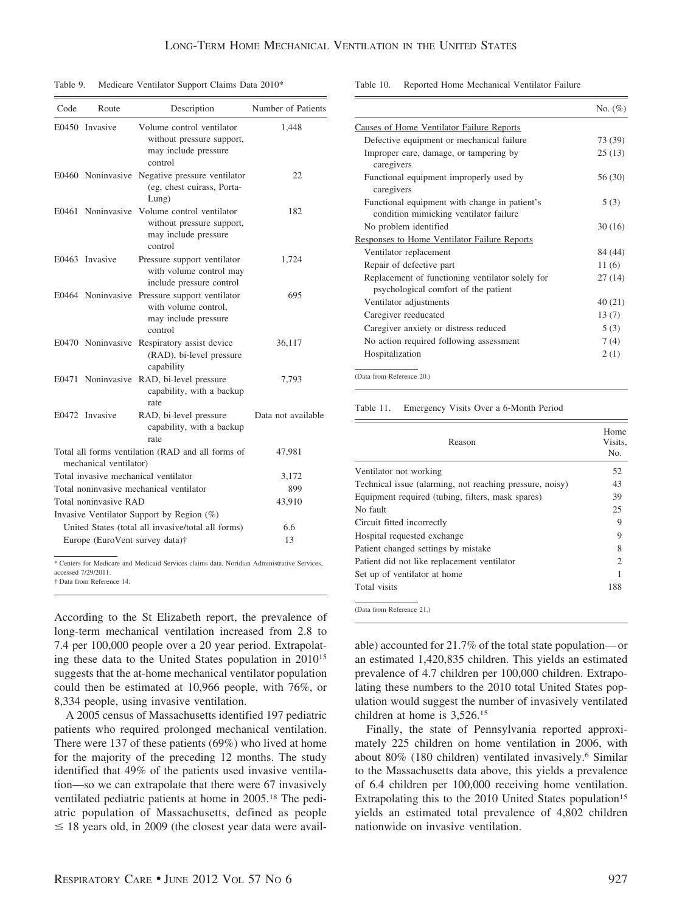Table 9. Medicare Ventilator Support Claims Data 2010*

| Code | Route | Description | Number of Patients |
|---|---|---|---|
| E0450 | Invasive | Volume control ventilator without pressure support, may include pressure control | 1,448 |
| E0460 | Noninvasive | Negative pressure ventilator (eg, chest cuirass, Porta-Lung) | 22 |
| E0461 | Noninvasive | Volume control ventilator without pressure support, may include pressure control | 182 |
| E0463 | Invasive | Pressure support ventilator with volume control may include pressure control | 1,724 |
| E0464 | Noninvasive | Pressure support ventilator with volume control, may include pressure control | 695 |
| E0470 | Noninvasive | Respiratory assist device (RAD), bi-level pressure capability | 36,117 |
| E0471 | Noninvasive | RAD, bi-level pressure capability, with a backup rate | 7,793 |
| E0472 | Invasive | RAD, bi-level pressure capability, with a backup rate | Data not available |
| Total all forms ventilation (RAD and all forms of mechanical ventilator) | | | 47,981 |
| Total invasive mechanical ventilator | | | 3,172 |
| Total noninvasive mechanical ventilator | | | 899 |
| Total noninvasive RAD | | | 43,910 |
| Invasive Ventilator Support by Region (%) | | | |
| United States (total all invasive/total all forms) | | | 6.6 |
| Europe (EuroVent survey data)† | | | 13 |

\* Centers for Medicare and Medicaid Services claims data, Noridian Administrative Services, accessed 7/29/2011.
† Data from Reference 14.

Table 10. Reported Home Mechanical Ventilator Failure

| | No. (%) |
|---|---|
| Causes of Home Ventilator Failure Reports | |
| Defective equipment or mechanical failure | 73 (39) |
| Improper care, damage, or tampering by caregivers | 25 (13) |
| Functional equipment improperly used by caregivers | 56 (30) |
| Functional equipment with change in patient's condition mimicking ventilator failure | 5 (3) |
| No problem identified | 30 (16) |
| Responses to Home Ventilator Failure Reports | |
| Ventilator replacement | 84 (44) |
| Repair of defective part | 11 (6) |
| Replacement of functioning ventilator solely for psychological comfort of the patient | 27 (14) |
| Ventilator adjustments | 40 (21) |
| Caregiver reeducated | 13 (7) |
| Caregiver anxiety or distress reduced | 5 (3) |
| No action required following assessment | 7 (4) |
| Hospitalization | 2 (1) |

(Data from Reference 20.)

Table 11. Emergency Visits Over a 6-Month Period

| Reason | Home Visits, No. |
|---|---|
| Ventilator not working | 52 |
| Technical issue (alarming, not reaching pressure, noisy) | 43 |
| Equipment required (tubing, filters, mask spares) | 39 |
| No fault | 25 |
| Circuit fitted incorrectly | 9 |
| Hospital requested exchange | 9 |
| Patient changed settings by mistake | 8 |
| Patient did not like replacement ventilator | 2 |
| Set up of ventilator at home | 1 |
| Total visits | 188 |

(Data from Reference 21.)

According to the St Elizabeth report, the prevalence of long-term mechanical ventilation increased from 2.8 to 7.4 per 100,000 people over a 20 year period. Extrapolating these data to the United States population in 2010[15] suggests that the at-home mechanical ventilator population could then be estimated at 10,966 people, with 76%, or 8,334 people, using invasive ventilation.

A 2005 census of Massachusetts identified 197 pediatric patients who required prolonged mechanical ventilation. There were 137 of these patients (69%) who lived at home for the majority of the preceding 12 months. The study identified that 49% of the patients used invasive ventilation—so we can extrapolate that there were 67 invasively ventilated pediatric patients at home in 2005.[18] The pediatric population of Massachusetts, defined as people $\leq$ 18 years old, in 2009 (the closest year data were available) accounted for 21.7% of the total state population—or an estimated 1,420,835 children. This yields an estimated prevalence of 4.7 children per 100,000 children. Extrapolating these numbers to the 2010 total United States population would suggest the number of invasively ventilated children at home is 3,526.[15]

Finally, the state of Pennsylvania reported approximately 225 children on home ventilation in 2006, with about 80% (180 children) ventilated invasively.[6] Similar to the Massachusetts data above, this yields a prevalence of 6.4 children per 100,000 receiving home ventilation. Extrapolating this to the 2010 United States population[15] yields an estimated total prevalence of 4,802 children nationwide on invasive ventilation.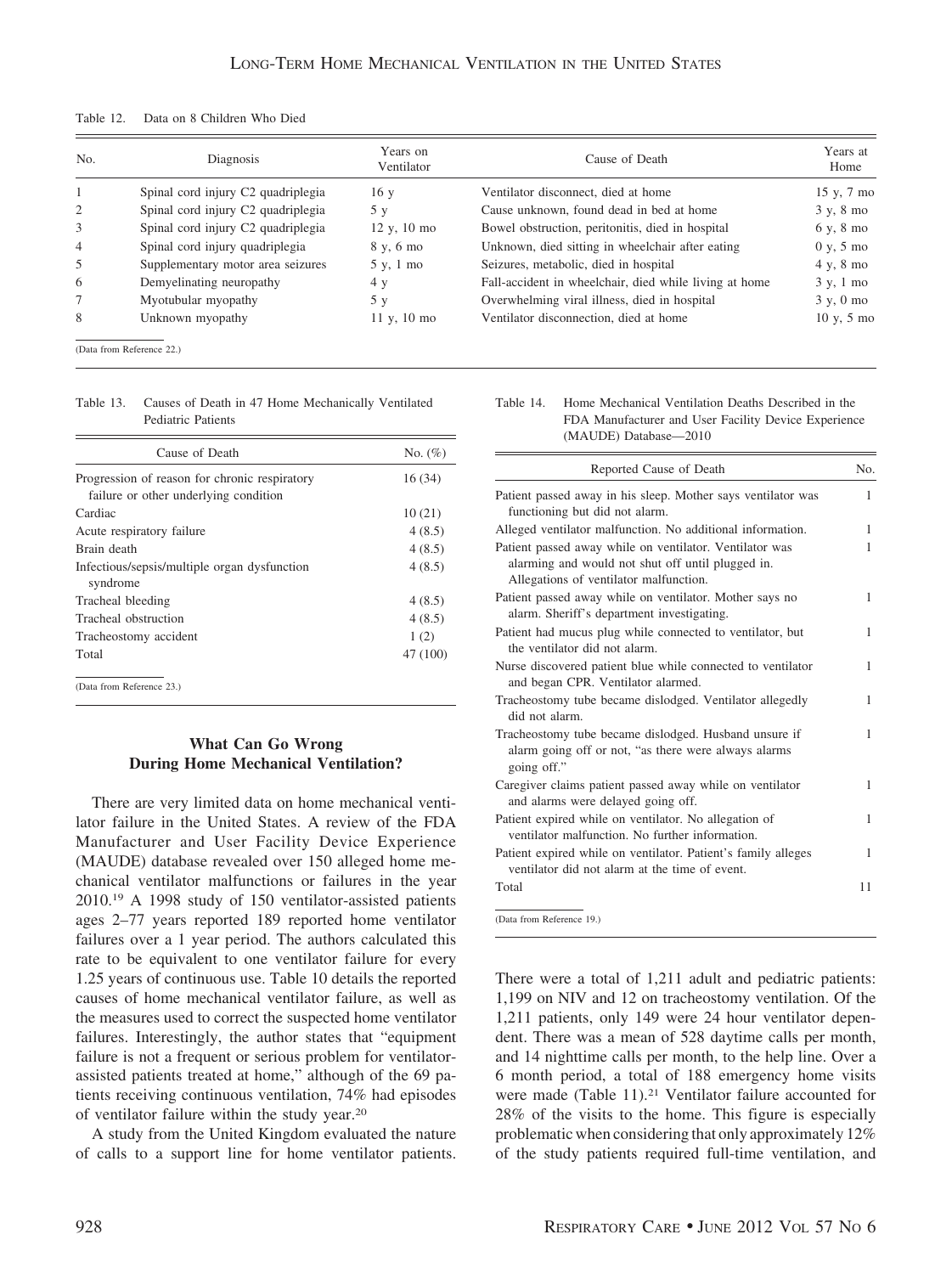Table 12. Data on 8 Children Who Died

| No. | Diagnosis | Years on Ventilator | Cause of Death | Years at Home |
|---|---|---|---|---|
| 1 | Spinal cord injury C2 quadriplegia | 16 y | Ventilator disconnect, died at home | 15 y, 7 mo |
| 2 | Spinal cord injury C2 quadriplegia | 5 y | Cause unknown, found dead in bed at home | 3 y, 8 mo |
| 3 | Spinal cord injury C2 quadriplegia | 12 y, 10 mo | Bowel obstruction, peritonitis, died in hospital | 6 y, 8 mo |
| 4 | Spinal cord injury quadriplegia | 8 y, 6 mo | Unknown, died sitting in wheelchair after eating | 0 y, 5 mo |
| 5 | Supplementary motor area seizures | 5 y, 1 mo | Seizures, metabolic, died in hospital | 4 y, 8 mo |
| 6 | Demyelinating neuropathy | 4 y | Fall-accident in wheelchair, died while living at home | 3 y, 1 mo |
| 7 | Myotubular myopathy | 5 y | Overwhelming viral illness, died in hospital | 3 y, 0 mo |
| 8 | Unknown myopathy | 11 y, 10 mo | Ventilator disconnection, died at home | 10 y, 5 mo |

(Data from Reference 22.)

Table 13. Causes of Death in 47 Home Mechanically Ventilated Pediatric Patients

| Cause of Death | No. (%) |
|---|---|
| Progression of reason for chronic respiratory failure or other underlying condition | 16 (34) |
| Cardiac | 10 (21) |
| Acute respiratory failure | 4 (8.5) |
| Brain death | 4 (8.5) |
| Infectious/sepsis/multiple organ dysfunction syndrome | 4 (8.5) |
| Tracheal bleeding | 4 (8.5) |
| Tracheal obstruction | 4 (8.5) |
| Tracheostomy accident | 1 (2) |
| Total | 47 (100) |

(Data from Reference 23.)

## What Can Go Wrong During Home Mechanical Ventilation?

There are very limited data on home mechanical ventilator failure in the United States. A review of the FDA Manufacturer and User Facility Device Experience (MAUDE) database revealed over 150 alleged home mechanical ventilator malfunctions or failures in the year 2010.[19] A 1998 study of 150 ventilator-assisted patients ages 2–77 years reported 189 reported home ventilator failures over a 1 year period. The authors calculated this rate to be equivalent to one ventilator failure for every 1.25 years of continuous use. Table 10 details the reported causes of home mechanical ventilator failure, as well as the measures used to correct the suspected home ventilator failures. Interestingly, the author states that "equipment failure is not a frequent or serious problem for ventilator-assisted patients treated at home," although of the 69 patients receiving continuous ventilation, 74% had episodes of ventilator failure within the study year.[20]

A study from the United Kingdom evaluated the nature of calls to a support line for home ventilator patients. There were a total of 1,211 adult and pediatric patients: 1,199 on NIV and 12 on tracheostomy ventilation. Of the 1,211 patients, only 149 were 24 hour ventilator dependent. There was a mean of 528 daytime calls per month, and 14 nighttime calls per month, to the help line. Over a 6 month period, a total of 188 emergency home visits were made (Table 11).[21] Ventilator failure accounted for 28% of the visits to the home. This figure is especially problematic when considering that only approximately 12% of the study patients required full-time ventilation, and

Table 14. Home Mechanical Ventilation Deaths Described in the FDA Manufacturer and User Facility Device Experience (MAUDE) Database—2010

| Reported Cause of Death | No. |
|---|---|
| Patient passed away in his sleep. Mother says ventilator was functioning but did not alarm. | 1 |
| Alleged ventilator malfunction. No additional information. | 1 |
| Patient passed away while on ventilator. Ventilator was alarming and would not shut off until plugged in. Allegations of ventilator malfunction. | 1 |
| Patient passed away while on ventilator. Mother says no alarm. Sheriff's department investigating. | 1 |
| Patient had mucus plug while connected to ventilator, but the ventilator did not alarm. | 1 |
| Nurse discovered patient blue while connected to ventilator and began CPR. Ventilator alarmed. | 1 |
| Tracheostomy tube became dislodged. Ventilator allegedly did not alarm. | 1 |
| Tracheostomy tube became dislodged. Husband unsure if alarm going off or not, "as there were always alarms going off." | 1 |
| Caregiver claims patient passed away while on ventilator and alarms were delayed going off. | 1 |
| Patient expired while on ventilator. No allegation of ventilator malfunction. No further information. | 1 |
| Patient expired while on ventilator. Patient's family alleges ventilator did not alarm at the time of event. | 1 |
| Total | 11 |

(Data from Reference 19.)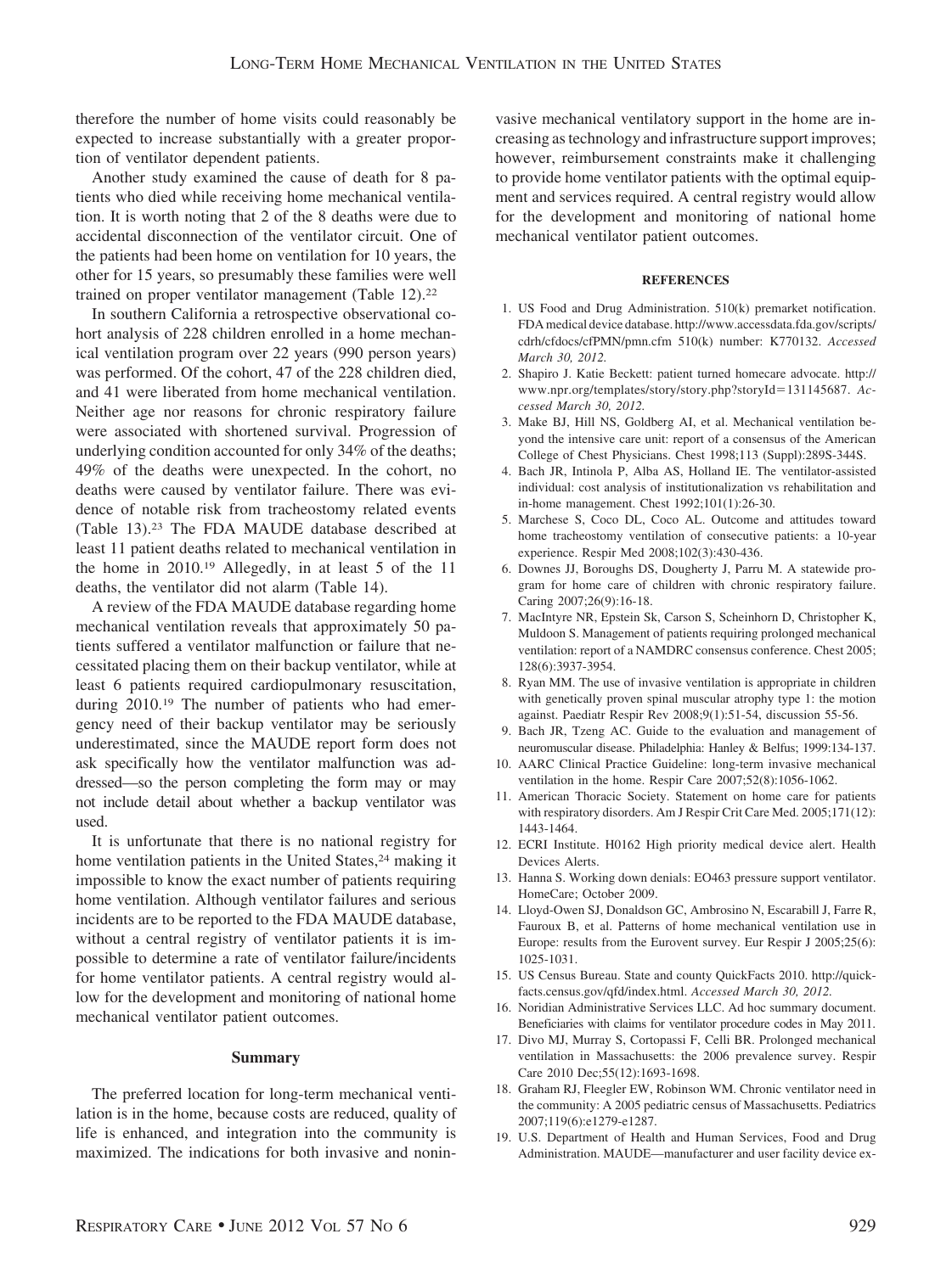therefore the number of home visits could reasonably be expected to increase substantially with a greater proportion of ventilator dependent patients.

Another study examined the cause of death for 8 patients who died while receiving home mechanical ventilation. It is worth noting that 2 of the 8 deaths were due to accidental disconnection of the ventilator circuit. One of the patients had been home on ventilation for 10 years, the other for 15 years, so presumably these families were well trained on proper ventilator management (Table 12).[22]

In southern California a retrospective observational cohort analysis of 228 children enrolled in a home mechanical ventilation program over 22 years (990 person years) was performed. Of the cohort, 47 of the 228 children died, and 41 were liberated from home mechanical ventilation. Neither age nor reasons for chronic respiratory failure were associated with shortened survival. Progression of underlying condition accounted for only 34% of the deaths; 49% of the deaths were unexpected. In the cohort, no deaths were caused by ventilator failure. There was evidence of notable risk from tracheostomy related events (Table 13).[23] The FDA MAUDE database described at least 11 patient deaths related to mechanical ventilation in the home in 2010.[19] Allegedly, in at least 5 of the 11 deaths, the ventilator did not alarm (Table 14).

A review of the FDA MAUDE database regarding home mechanical ventilation reveals that approximately 50 patients suffered a ventilator malfunction or failure that necessitated placing them on their backup ventilator, while at least 6 patients required cardiopulmonary resuscitation, during 2010.[19] The number of patients who had emergency need of their backup ventilator may be seriously underestimated, since the MAUDE report form does not ask specifically how the ventilator malfunction was addressed—so the person completing the form may or may not include detail about whether a backup ventilator was used.

It is unfortunate that there is no national registry for home ventilation patients in the United States,[24] making it impossible to know the exact number of patients requiring home ventilation. Although ventilator failures and serious incidents are to be reported to the FDA MAUDE database, without a central registry of ventilator patients it is impossible to determine a rate of ventilator failure/incidents for home ventilator patients. A central registry would allow for the development and monitoring of national home mechanical ventilator patient outcomes.

## Summary

The preferred location for long-term mechanical ventilation is in the home, because costs are reduced, quality of life is enhanced, and integration into the community is maximized. The indications for both invasive and noninvasive mechanical ventilatory support in the home are increasing as technology and infrastructure support improves; however, reimbursement constraints make it challenging to provide home ventilator patients with the optimal equipment and services required. A central registry would allow for the development and monitoring of national home mechanical ventilator patient outcomes.

## REFERENCES

1. US Food and Drug Administration. 510(k) premarket notification. FDA medical device database. http://www.accessdata.fda.gov/scripts/cdrh/cfdocs/cfPMN/pmn.cfm 510(k) number: K770132. *Accessed March 30, 2012.*
2. Shapiro J. Katie Beckett: patient turned homecare advocate. http://www.npr.org/templates/story/story.php?storyId=131145687. *Accessed March 30, 2012.*
3. Make BJ, Hill NS, Goldberg AI, et al. Mechanical ventilation beyond the intensive care unit: report of a consensus of the American College of Chest Physicians. Chest 1998;113 (Suppl):289S-344S.
4. Bach JR, Intinola P, Alba AS, Holland IE. The ventilator-assisted individual: cost analysis of institutionalization vs rehabilitation and in-home management. Chest 1992;101(1):26-30.
5. Marchese S, Coco DL, Coco AL. Outcome and attitudes toward home tracheostomy ventilation of consecutive patients: a 10-year experience. Respir Med 2008;102(3):430-436.
6. Downes JJ, Boroughs DS, Dougherty J, Parru M. A statewide program for home care of children with chronic respiratory failure. Caring 2007;26(9):16-18.
7. MacIntyre NR, Epstein Sk, Carson S, Scheinhorn D, Christopher K, Muldoon S. Management of patients requiring prolonged mechanical ventilation: report of a NAMDRC consensus conference. Chest 2005; 128(6):3937-3954.
8. Ryan MM. The use of invasive ventilation is appropriate in children with genetically proven spinal muscular atrophy type 1: the motion against. Paediatr Respir Rev 2008;9(1):51-54, discussion 55-56.
9. Bach JR, Tzeng AC. Guide to the evaluation and management of neuromuscular disease. Philadelphia: Hanley & Belfus; 1999:134-137.
10. AARC Clinical Practice Guideline: long-term invasive mechanical ventilation in the home. Respir Care 2007;52(8):1056-1062.
11. American Thoracic Society. Statement on home care for patients with respiratory disorders. Am J Respir Crit Care Med. 2005;171(12): 1443-1464.
12. ECRI Institute. H0162 High priority medical device alert. Health Devices Alerts.
13. Hanna S. Working down denials: EO463 pressure support ventilator. HomeCare; October 2009.
14. Lloyd-Owen SJ, Donaldson GC, Ambrosino N, Escarabill J, Farre R, Fauroux B, et al. Patterns of home mechanical ventilation use in Europe: results from the Eurovent survey. Eur Respir J 2005;25(6): 1025-1031.
15. US Census Bureau. State and county QuickFacts 2010. http://quickfacts.census.gov/qfd/index.html. *Accessed March 30, 2012.*
16. Noridian Administrative Services LLC. Ad hoc summary document. Beneficiaries with claims for ventilator procedure codes in May 2011.
17. Divo MJ, Murray S, Cortopassi F, Celli BR. Prolonged mechanical ventilation in Massachusetts: the 2006 prevalence survey. Respir Care 2010 Dec;55(12):1693-1698.
18. Graham RJ, Fleegler EW, Robinson WM. Chronic ventilator need in the community: A 2005 pediatric census of Massachusetts. Pediatrics 2007;119(6):e1279-e1287.
19. U.S. Department of Health and Human Services, Food and Drug Administration. MAUDE—manufacturer and user facility device ex-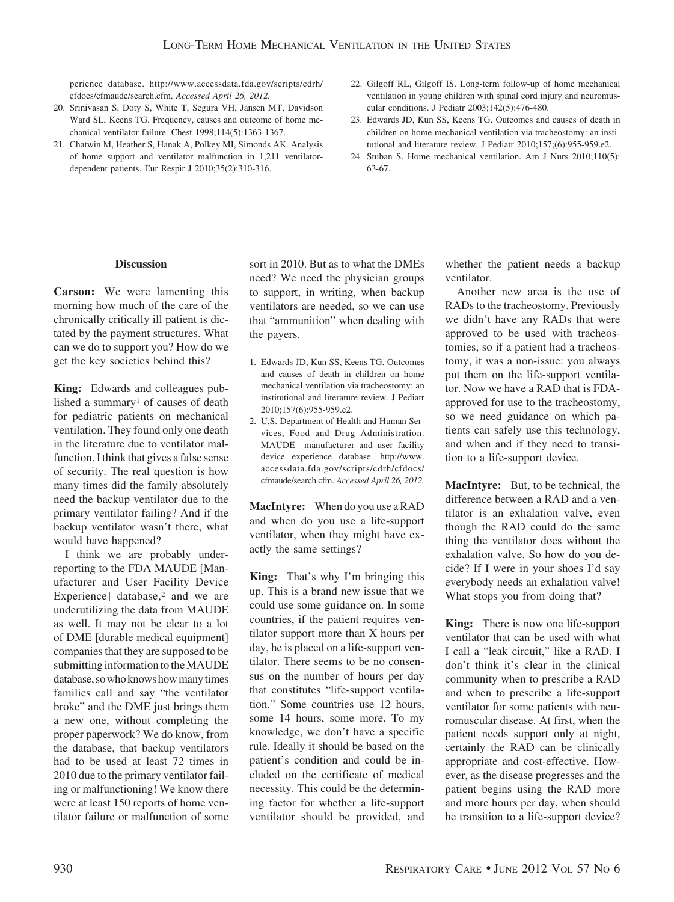perience database. http://www.accessdata.fda.gov/scripts/cdrh/cfdocs/cfmaude/search.cfm. *Accessed April 26, 2012.*
20. Srinivasan S, Doty S, White T, Segura VH, Jansen MT, Davidson Ward SL, Keens TG. Frequency, causes and outcome of home mechanical ventilator failure. Chest 1998;114(5):1363-1367.
21. Chatwin M, Heather S, Hanak A, Polkey MI, Simonds AK. Analysis of home support and ventilator malfunction in 1,211 ventilator-dependent patients. Eur Respir J 2010;35(2):310-316.
22. Gilgoff RL, Gilgoff IS. Long-term follow-up of home mechanical ventilation in young children with spinal cord injury and neuromuscular conditions. J Pediatr 2003;142(5):476-480.
23. Edwards JD, Kun SS, Keens TG. Outcomes and causes of death in children on home mechanical ventilation via tracheostomy: an institutional and literature review. J Pediatr 2010;157;(6):955-959.e2.
24. Stuban S. Home mechanical ventilation. Am J Nurs 2010;110(5): 63-67.

## Discussion

**Carson:** We were lamenting this morning how much of the care of the chronically critically ill patient is dictated by the payment structures. What can we do to support you? How do we get the key societies behind this?

**King:** Edwards and colleagues published a summary[1] of causes of death for pediatric patients on mechanical ventilation. They found only one death in the literature due to ventilator malfunction. I think that gives a false sense of security. The real question is how many times did the family absolutely need the backup ventilator due to the primary ventilator failing? And if the backup ventilator wasn't there, what would have happened?

I think we are probably underreporting to the FDA MAUDE [Manufacturer and User Facility Device Experience] database,[2] and we are underutilizing the data from MAUDE as well. It may not be clear to a lot of DME [durable medical equipment] companies that they are supposed to be submitting information to the MAUDE database, so who knows how many times families call and say "the ventilator broke" and the DME just brings them a new one, without completing the proper paperwork? We do know, from the database, that backup ventilators had to be used at least 72 times in 2010 due to the primary ventilator failing or malfunctioning! We know there were at least 150 reports of home ventilator failure or malfunction of some sort in 2010. But as to what the DMEs need? We need the physician groups to support, in writing, when backup ventilators are needed, so we can use that "ammunition" when dealing with the payers.

1. Edwards JD, Kun SS, Keens TG. Outcomes and causes of death in children on home mechanical ventilation via tracheostomy: an institutional and literature review. J Pediatr 2010;157(6):955-959.e2.
2. U.S. Department of Health and Human Services, Food and Drug Administration. MAUDE—manufacturer and user facility device experience database. http://www.accessdata.fda.gov/scripts/cdrh/cfdocs/cfmaude/search.cfm. *Accessed April 26, 2012.*

**MacIntyre:** When do you use a RAD and when do you use a life-support ventilator, when they might have exactly the same settings?

**King:** That's why I'm bringing this up. This is a brand new issue that we could use some guidance on. In some countries, if the patient requires ventilator support more than X hours per day, he is placed on a life-support ventilator. There seems to be no consensus on the number of hours per day that constitutes "life-support ventilation." Some countries use 12 hours, some 14 hours, some more. To my knowledge, we don't have a specific rule. Ideally it should be based on the patient's condition and could be included on the certificate of medical necessity. This could be the determining factor for whether a life-support ventilator should be provided, and whether the patient needs a backup ventilator.

Another new area is the use of RADs to the tracheostomy. Previously we didn't have any RADs that were approved to be used with tracheostomies, so if a patient had a tracheostomy, it was a non-issue: you always put them on the life-support ventilator. Now we have a RAD that is FDA-approved for use to the tracheostomy, so we need guidance on which patients can safely use this technology, and when and if they need to transition to a life-support device.

**MacIntyre:** But, to be technical, the difference between a RAD and a ventilator is an exhalation valve, even though the RAD could do the same thing the ventilator does without the exhalation valve. So how do you decide? If I were in your shoes I'd say everybody needs an exhalation valve! What stops you from doing that?

**King:** There is now one life-support ventilator that can be used with what I call a "leak circuit," like a RAD. I don't think it's clear in the clinical community when to prescribe a RAD and when to prescribe a life-support ventilator for some patients with neuromuscular disease. At first, when the patient needs support only at night, certainly the RAD can be clinically appropriate and cost-effective. However, as the disease progresses and the patient begins using the RAD more and more hours per day, when should he transition to a life-support device?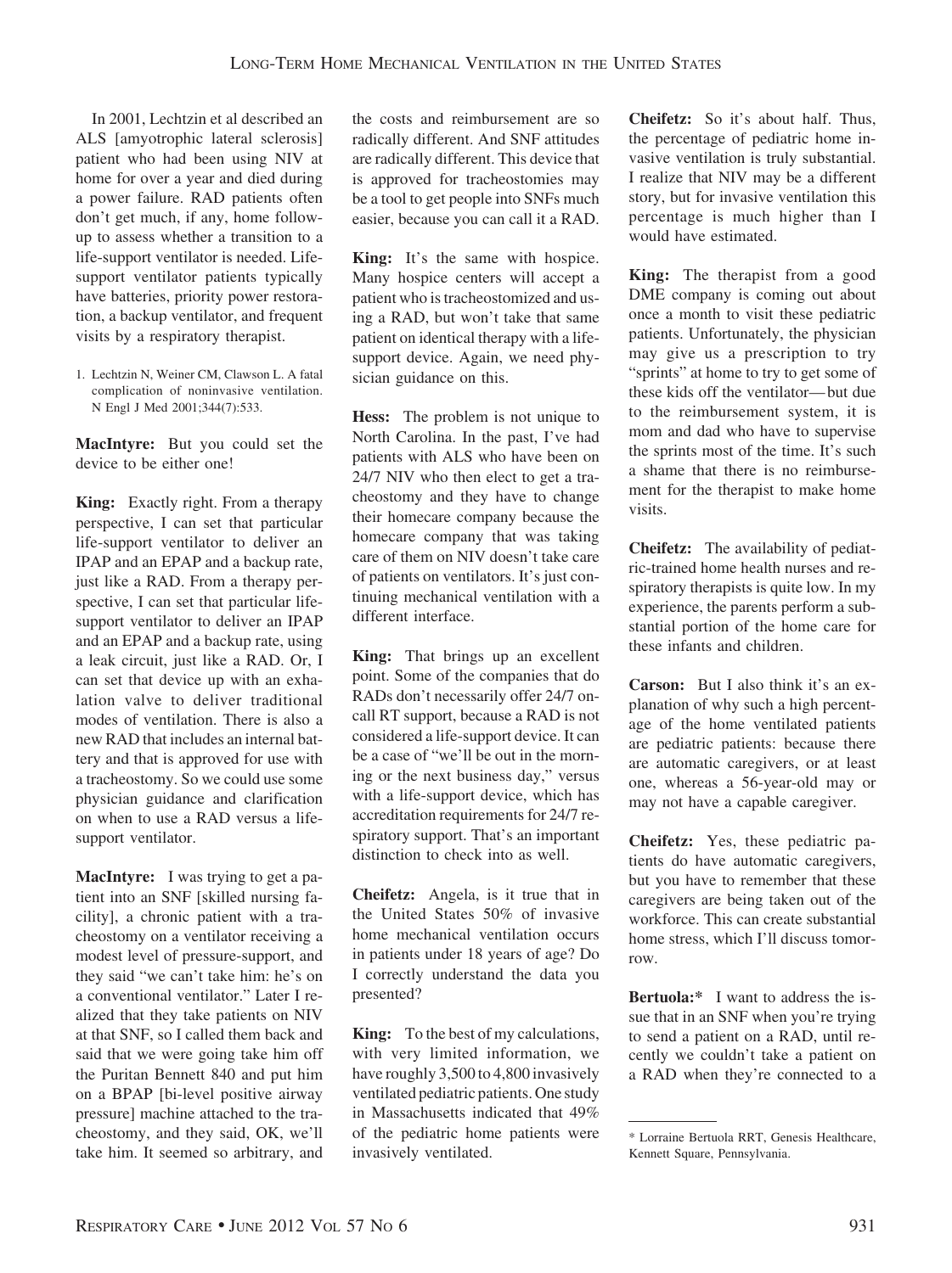In 2001, Lechtzin et al described an ALS [amyotrophic lateral sclerosis] patient who had been using NIV at home for over a year and died during a power failure. RAD patients often don't get much, if any, home follow-up to assess whether a transition to a life-support ventilator is needed. Life-support ventilator patients typically have batteries, priority power restoration, a backup ventilator, and frequent visits by a respiratory therapist.

1. Lechtzin N, Weiner CM, Clawson L. A fatal complication of noninvasive ventilation. N Engl J Med 2001;344(7):533.

**MacIntyre:** But you could set the device to be either one!

**King:** Exactly right. From a therapy perspective, I can set that particular life-support ventilator to deliver an IPAP and an EPAP and a backup rate, just like a RAD. From a therapy perspective, I can set that particular life-support ventilator to deliver an IPAP and an EPAP and a backup rate, using a leak circuit, just like a RAD. Or, I can set that device up with an exhalation valve to deliver traditional modes of ventilation. There is also a new RAD that includes an internal battery and that is approved for use with a tracheostomy. So we could use some physician guidance and clarification on when to use a RAD versus a life-support ventilator.

**MacIntyre:** I was trying to get a patient into an SNF [skilled nursing facility], a chronic patient with a tracheostomy on a ventilator receiving a modest level of pressure-support, and they said "we can't take him: he's on a conventional ventilator." Later I realized that they take patients on NIV at that SNF, so I called them back and said that we were going take him off the Puritan Bennett 840 and put him on a BPAP [bi-level positive airway pressure] machine attached to the tracheostomy, and they said, OK, we'll take him. It seemed so arbitrary, and the costs and reimbursement are so radically different. And SNF attitudes are radically different. This device that is approved for tracheostomies may be a tool to get people into SNFs much easier, because you can call it a RAD.

**King:** It's the same with hospice. Many hospice centers will accept a patient who is tracheostomized and using a RAD, but won't take that same patient on identical therapy with a life-support device. Again, we need physician guidance on this.

**Hess:** The problem is not unique to North Carolina. In the past, I've had patients with ALS who have been on 24/7 NIV who then elect to get a tracheostomy and they have to change their homecare company because the homecare company that was taking care of them on NIV doesn't take care of patients on ventilators. It's just continuing mechanical ventilation with a different interface.

**King:** That brings up an excellent point. Some of the companies that do RADs don't necessarily offer 24/7 on-call RT support, because a RAD is not considered a life-support device. It can be a case of "we'll be out in the morning or the next business day," versus with a life-support device, which has accreditation requirements for 24/7 respiratory support. That's an important distinction to check into as well.

**Cheifetz:** Angela, is it true that in the United States 50% of invasive home mechanical ventilation occurs in patients under 18 years of age? Do I correctly understand the data you presented?

**King:** To the best of my calculations, with very limited information, we have roughly 3,500 to 4,800 invasively ventilated pediatric patients. One study in Massachusetts indicated that 49% of the pediatric home patients were invasively ventilated.

**Cheifetz:** So it's about half. Thus, the percentage of pediatric home invasive ventilation is truly substantial. I realize that NIV may be a different story, but for invasive ventilation this percentage is much higher than I would have estimated.

**King:** The therapist from a good DME company is coming out about once a month to visit these pediatric patients. Unfortunately, the physician may give us a prescription to try "sprints" at home to try to get some of these kids off the ventilator—but due to the reimbursement system, it is mom and dad who have to supervise the sprints most of the time. It's such a shame that there is no reimbursement for the therapist to make home visits.

**Cheifetz:** The availability of pediatric-trained home health nurses and respiratory therapists is quite low. In my experience, the parents perform a substantial portion of the home care for these infants and children.

**Carson:** But I also think it's an explanation of why such a high percentage of the home ventilated patients are pediatric patients: because there are automatic caregivers, or at least one, whereas a 56-year-old may or may not have a capable caregiver.

**Cheifetz:** Yes, these pediatric patients do have automatic caregivers, but you have to remember that these caregivers are being taken out of the workforce. This can create substantial home stress, which I'll discuss tomorrow.

**Bertuola:*** I want to address the issue that in an SNF when you're trying to send a patient on a RAD, until recently we couldn't take a patient on a RAD when they're connected to a

\* Lorraine Bertuola RRT, Genesis Healthcare, Kennett Square, Pennsylvania.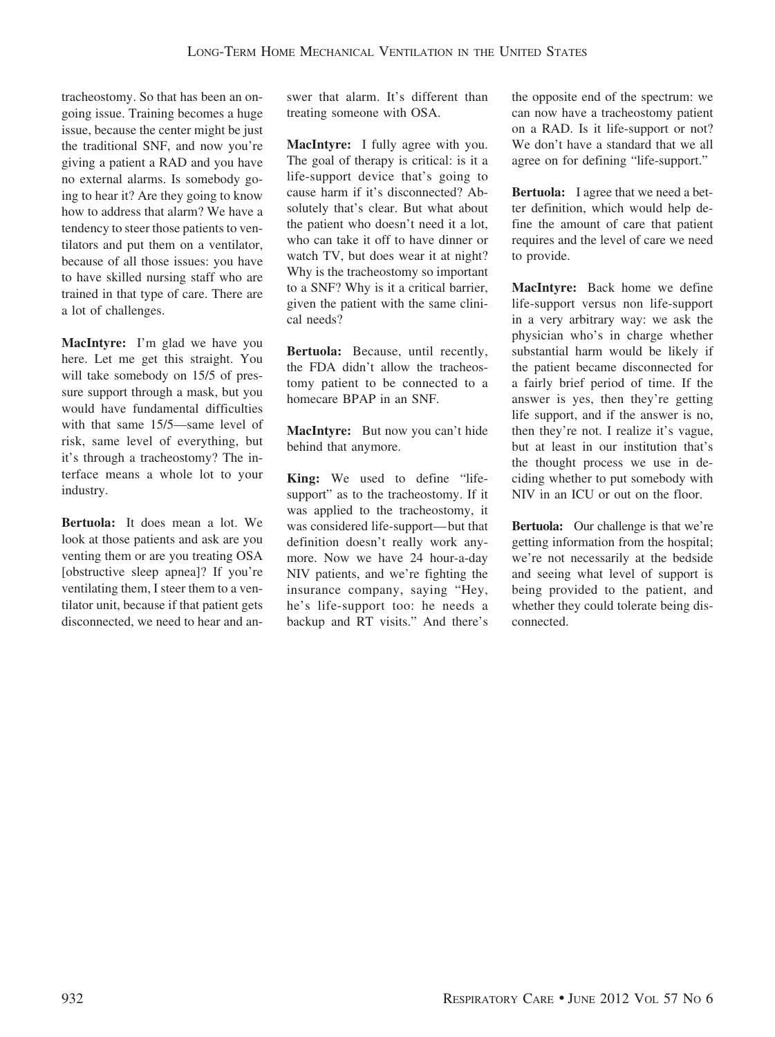tracheostomy. So that has been an ongoing issue. Training becomes a huge issue, because the center might be just the traditional SNF, and now you're giving a patient a RAD and you have no external alarms. Is somebody going to hear it? Are they going to know how to address that alarm? We have a tendency to steer those patients to ventilators and put them on a ventilator, because of all those issues: you have to have skilled nursing staff who are trained in that type of care. There are a lot of challenges.

**MacIntyre:** I'm glad we have you here. Let me get this straight. You will take somebody on 15/5 of pressure support through a mask, but you would have fundamental difficulties with that same 15/5—same level of risk, same level of everything, but it's through a tracheostomy? The interface means a whole lot to your industry.

**Bertuola:** It does mean a lot. We look at those patients and ask are you venting them or are you treating OSA [obstructive sleep apnea]? If you're ventilating them, I steer them to a ventilator unit, because if that patient gets disconnected, we need to hear and answer that alarm. It's different than treating someone with OSA.

**MacIntyre:** I fully agree with you. The goal of therapy is critical: is it a life-support device that's going to cause harm if it's disconnected? Absolutely that's clear. But what about the patient who doesn't need it a lot, who can take it off to have dinner or watch TV, but does wear it at night? Why is the tracheostomy so important to a SNF? Why is it a critical barrier, given the patient with the same clinical needs?

**Bertuola:** Because, until recently, the FDA didn't allow the tracheostomy patient to be connected to a homecare BPAP in an SNF.

**MacIntyre:** But now you can't hide behind that anymore.

**King:** We used to define "life-support" as to the tracheostomy. If it was applied to the tracheostomy, it was considered life-support—but that definition doesn't really work anymore. Now we have 24 hour-a-day NIV patients, and we're fighting the insurance company, saying "Hey, he's life-support too: he needs a backup and RT visits." And there's the opposite end of the spectrum: we can now have a tracheostomy patient on a RAD. Is it life-support or not? We don't have a standard that we all agree on for defining "life-support."

**Bertuola:** I agree that we need a better definition, which would help define the amount of care that patient requires and the level of care we need to provide.

**MacIntyre:** Back home we define life-support versus non life-support in a very arbitrary way: we ask the physician who's in charge whether substantial harm would be likely if the patient became disconnected for a fairly brief period of time. If the answer is yes, then they're getting life support, and if the answer is no, then they're not. I realize it's vague, but at least in our institution that's the thought process we use in deciding whether to put somebody with NIV in an ICU or out on the floor.

**Bertuola:** Our challenge is that we're getting information from the hospital; we're not necessarily at the bedside and seeing what level of support is being provided to the patient, and whether they could tolerate being disconnected.